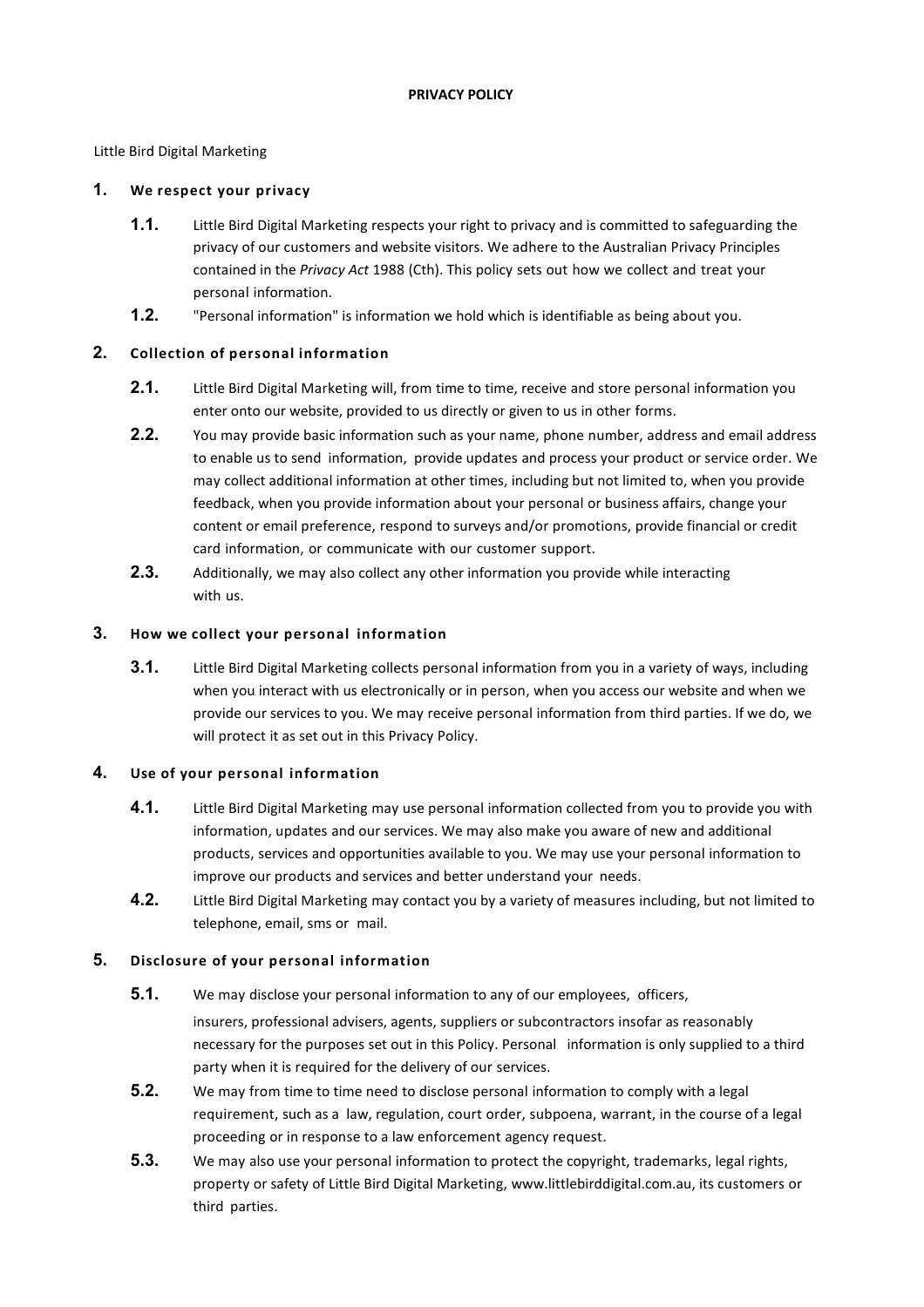**PRIVACY POLICY**

Little Bird Digital Marketing

## 1. We respect your privacy

**1.1.** Little Bird Digital Marketing respects your right to privacy and is committed to safeguarding the privacy of our customers and website visitors. We adhere to the Australian Privacy Principles contained in the *Privacy Act* 1988 (Cth). This policy sets out how we collect and treat your personal information.

**1.2.** "Personal information" is information we hold which is identifiable as being about you.

## 2. Collection of personal information

**2.1.** Little Bird Digital Marketing will, from time to time, receive and store personal information you enter onto our website, provided to us directly or given to us in other forms.

**2.2.** You may provide basic information such as your name, phone number, address and email address to enable us to send information, provide updates and process your product or service order. We may collect additional information at other times, including but not limited to, when you provide feedback, when you provide information about your personal or business affairs, change your content or email preference, respond to surveys and/or promotions, provide financial or credit card information, or communicate with our customer support.

**2.3.** Additionally, we may also collect any other information you provide while interacting with us.

## 3. How we collect your personal information

**3.1.** Little Bird Digital Marketing collects personal information from you in a variety of ways, including when you interact with us electronically or in person, when you access our website and when we provide our services to you. We may receive personal information from third parties. If we do, we will protect it as set out in this Privacy Policy.

## 4. Use of your personal information

**4.1.** Little Bird Digital Marketing may use personal information collected from you to provide you with information, updates and our services. We may also make you aware of new and additional products, services and opportunities available to you. We may use your personal information to improve our products and services and better understand your needs.

**4.2.** Little Bird Digital Marketing may contact you by a variety of measures including, but not limited to telephone, email, sms or mail.

## 5. Disclosure of your personal information

**5.1.** We may disclose your personal information to any of our employees, officers, insurers, professional advisers, agents, suppliers or subcontractors insofar as reasonably necessary for the purposes set out in this Policy. Personal information is only supplied to a third party when it is required for the delivery of our services.

**5.2.** We may from time to time need to disclose personal information to comply with a legal requirement, such as a law, regulation, court order, subpoena, warrant, in the course of a legal proceeding or in response to a law enforcement agency request.

**5.3.** We may also use your personal information to protect the copyright, trademarks, legal rights, property or safety of Little Bird Digital Marketing, www.littlebirddigital.com.au, its customers or third parties.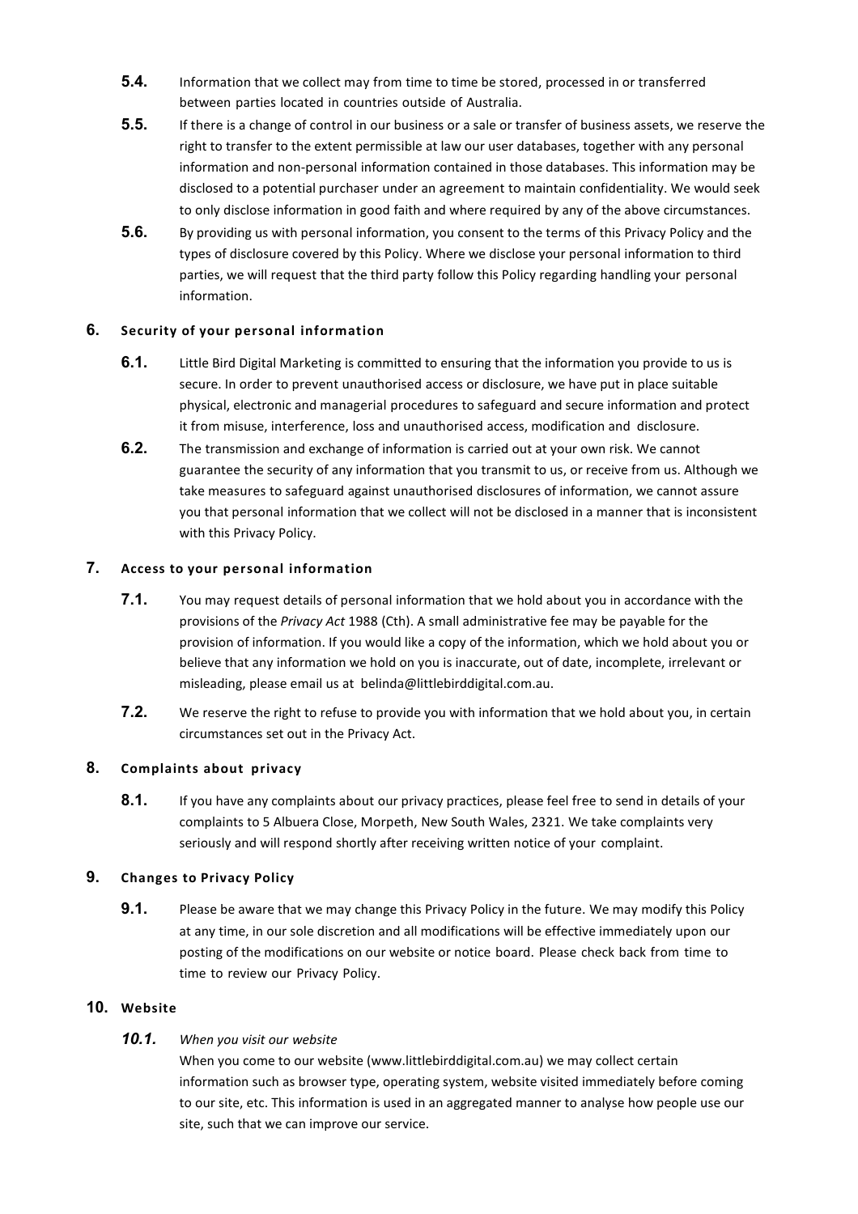**5.4.** Information that we collect may from time to time be stored, processed in or transferred between parties located in countries outside of Australia.

**5.5.** If there is a change of control in our business or a sale or transfer of business assets, we reserve the right to transfer to the extent permissible at law our user databases, together with any personal information and non-personal information contained in those databases. This information may be disclosed to a potential purchaser under an agreement to maintain confidentiality. We would seek to only disclose information in good faith and where required by any of the above circumstances.

**5.6.** By providing us with personal information, you consent to the terms of this Privacy Policy and the types of disclosure covered by this Policy. Where we disclose your personal information to third parties, we will request that the third party follow this Policy regarding handling your personal information.

## 6. Security of your personal information

**6.1.** Little Bird Digital Marketing is committed to ensuring that the information you provide to us is secure. In order to prevent unauthorised access or disclosure, we have put in place suitable physical, electronic and managerial procedures to safeguard and secure information and protect it from misuse, interference, loss and unauthorised access, modification and disclosure.

**6.2.** The transmission and exchange of information is carried out at your own risk. We cannot guarantee the security of any information that you transmit to us, or receive from us. Although we take measures to safeguard against unauthorised disclosures of information, we cannot assure you that personal information that we collect will not be disclosed in a manner that is inconsistent with this Privacy Policy.

## 7. Access to your personal information

**7.1.** You may request details of personal information that we hold about you in accordance with the provisions of the *Privacy Act* 1988 (Cth). A small administrative fee may be payable for the provision of information. If you would like a copy of the information, which we hold about you or believe that any information we hold on you is inaccurate, out of date, incomplete, irrelevant or misleading, please email us at belinda@littlebirddigital.com.au.

**7.2.** We reserve the right to refuse to provide you with information that we hold about you, in certain circumstances set out in the Privacy Act.

## 8. Complaints about privacy

**8.1.** If you have any complaints about our privacy practices, please feel free to send in details of your complaints to 5 Albuera Close, Morpeth, New South Wales, 2321. We take complaints very seriously and will respond shortly after receiving written notice of your complaint.

## 9. Changes to Privacy Policy

**9.1.** Please be aware that we may change this Privacy Policy in the future. We may modify this Policy at any time, in our sole discretion and all modifications will be effective immediately upon our posting of the modifications on our website or notice board. Please check back from time to time to review our Privacy Policy.

## 10. Website

***10.1.*** *When you visit our website*

When you come to our website (www.littlebirddigital.com.au) we may collect certain information such as browser type, operating system, website visited immediately before coming to our site, etc. This information is used in an aggregated manner to analyse how people use our site, such that we can improve our service.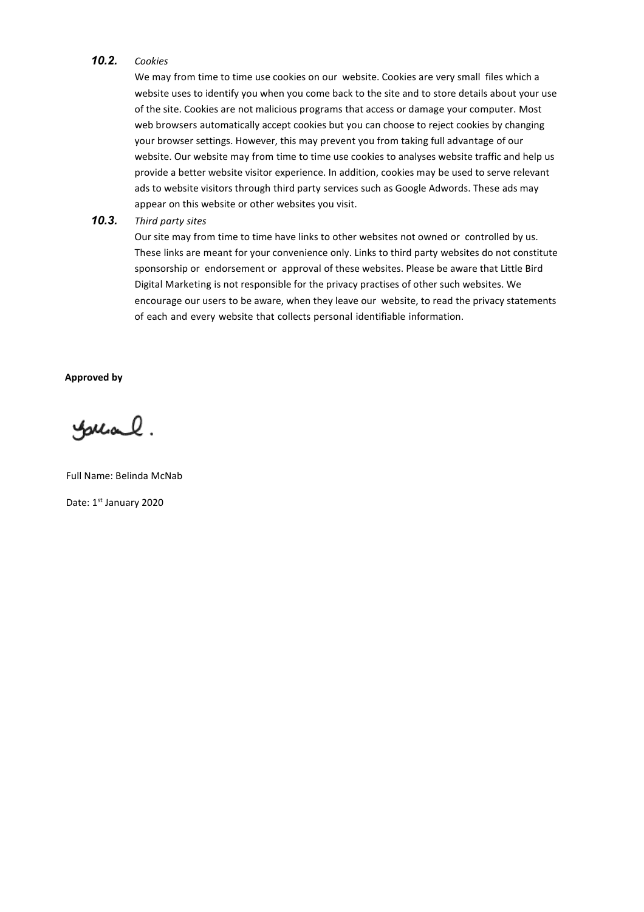**10.2.** *Cookies*

We may from time to time use cookies on our website. Cookies are very small files which a website uses to identify you when you come back to the site and to store details about your use of the site. Cookies are not malicious programs that access or damage your computer. Most web browsers automatically accept cookies but you can choose to reject cookies by changing your browser settings. However, this may prevent you from taking full advantage of our website. Our website may from time to time use cookies to analyses website traffic and help us provide a better website visitor experience. In addition, cookies may be used to serve relevant ads to website visitors through third party services such as Google Adwords. These ads may appear on this website or other websites you visit.

**10.3.** *Third party sites*

Our site may from time to time have links to other websites not owned or controlled by us. These links are meant for your convenience only. Links to third party websites do not constitute sponsorship or endorsement or approval of these websites. Please be aware that Little Bird Digital Marketing is not responsible for the privacy practises of other such websites. We encourage our users to be aware, when they leave our website, to read the privacy statements of each and every website that collects personal identifiable information.

**Approved by**

Full Name: Belinda McNab

Date: 1st January 2020